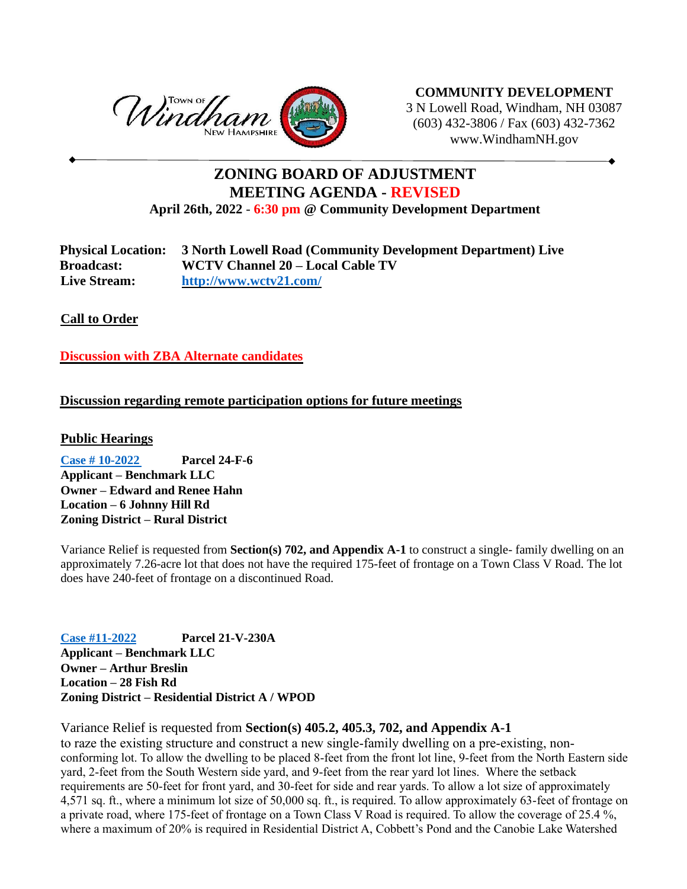Town of Windham New Hampshire

**COMMUNITY DEVELOPMENT**
3 N Lowell Road, Windham, NH 03087
(603) 432-3806 / Fax (603) 432-7362
www.WindhamNH.gov

# ZONING BOARD OF ADJUSTMENT
# MEETING AGENDA - REVISED

**April 26th, 2022 - 6:30 pm @ Community Development Department**

**Physical Location:** **3 North Lowell Road (Community Development Department) Live**
**Broadcast:** **WCTV Channel 20 – Local Cable TV**
**Live Stream:** **http://www.wctv21.com/**

## Call to Order

## Discussion with ZBA Alternate candidates

## Discussion regarding remote participation options for future meetings

## Public Hearings

**Case # 10-2022** **Parcel 24-F-6**
**Applicant – Benchmark LLC**
**Owner – Edward and Renee Hahn**
**Location – 6 Johnny Hill Rd**
**Zoning District – Rural District**

Variance Relief is requested from **Section(s) 702, and Appendix A-1** to construct a single- family dwelling on an approximately 7.26-acre lot that does not have the required 175-feet of frontage on a Town Class V Road. The lot does have 240-feet of frontage on a discontinued Road.

**Case #11-2022** **Parcel 21-V-230A**
**Applicant – Benchmark LLC**
**Owner – Arthur Breslin**
**Location – 28 Fish Rd**
**Zoning District – Residential District A / WPOD**

Variance Relief is requested from **Section(s) 405.2, 405.3, 702, and Appendix A-1** to raze the existing structure and construct a new single-family dwelling on a pre-existing, non-conforming lot. To allow the dwelling to be placed 8-feet from the front lot line, 9-feet from the North Eastern side yard, 2-feet from the South Western side yard, and 9-feet from the rear yard lot lines. Where the setback requirements are 50-feet for front yard, and 30-feet for side and rear yards. To allow a lot size of approximately 4,571 sq. ft., where a minimum lot size of 50,000 sq. ft., is required. To allow approximately 63-feet of frontage on a private road, where 175-feet of frontage on a Town Class V Road is required. To allow the coverage of 25.4 %, where a maximum of 20% is required in Residential District A, Cobbett's Pond and the Canobie Lake Watershed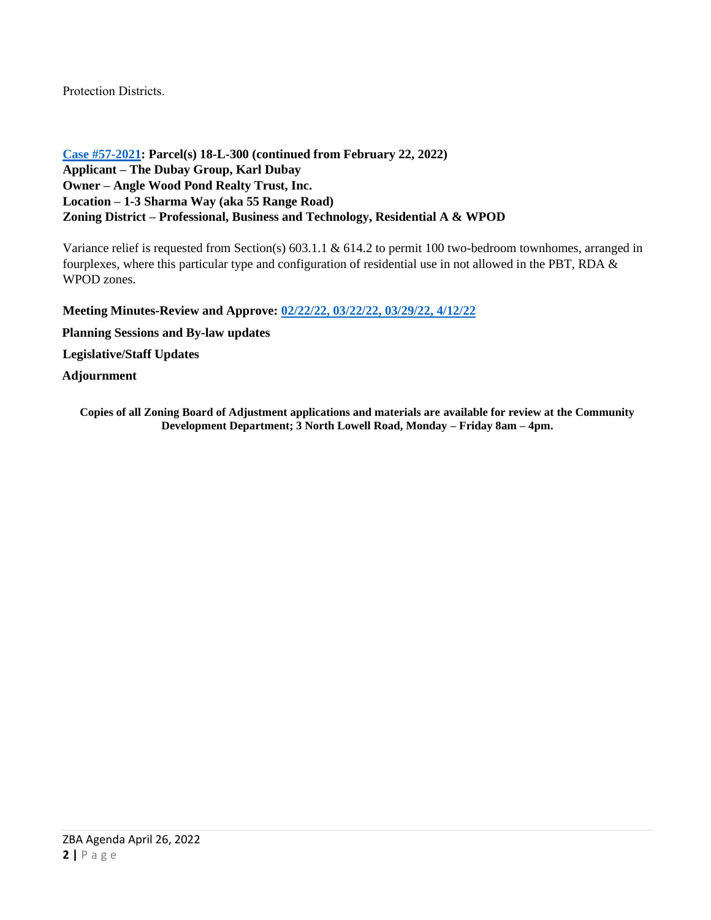Protection Districts.

**Case #57-2021: Parcel(s) 18-L-300 (continued from February 22, 2022)**
**Applicant – The Dubay Group, Karl Dubay**
**Owner – Angle Wood Pond Realty Trust, Inc.**
**Location – 1-3 Sharma Way (aka 55 Range Road)**
**Zoning District – Professional, Business and Technology, Residential A & WPOD**

Variance relief is requested from Section(s) 603.1.1 & 614.2 to permit 100 two-bedroom townhomes, arranged in fourplexes, where this particular type and configuration of residential use in not allowed in the PBT, RDA & WPOD zones.

**Meeting Minutes-Review and Approve: 02/22/22, 03/22/22, 03/29/22, 4/12/22**

**Planning Sessions and By-law updates**

**Legislative/Staff Updates**

**Adjournment**

**Copies of all Zoning Board of Adjustment applications and materials are available for review at the Community Development Department; 3 North Lowell Road, Monday – Friday 8am – 4pm.**